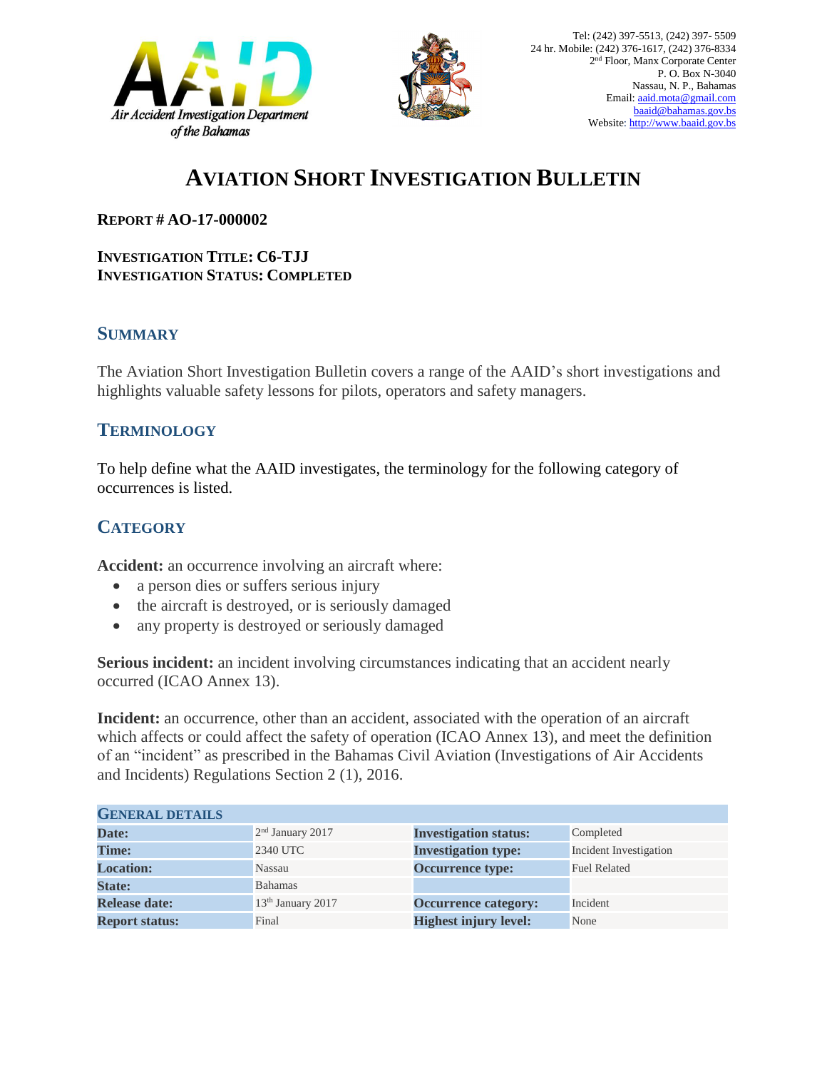Tel: (242) 397-5513, (242) 397- 5509
24 hr. Mobile: (242) 376-1617, (242) 376-8334
2nd Floor, Manx Corporate Center
P. O. Box N-3040
Nassau, N. P., Bahamas
Email: aaid.mota@gmail.com
baaid@bahamas.gov.bs
Website: http://www.baaid.gov.bs

Air Accident Investigation Department of the Bahamas

# AVIATION SHORT INVESTIGATION BULLETIN

**REPORT # AO-17-000002**

**INVESTIGATION TITLE: C6-TJJ**
**INVESTIGATION STATUS: COMPLETED**

## SUMMARY

The Aviation Short Investigation Bulletin covers a range of the AAID's short investigations and highlights valuable safety lessons for pilots, operators and safety managers.

## TERMINOLOGY

To help define what the AAID investigates, the terminology for the following category of occurrences is listed.

## CATEGORY

**Accident:** an occurrence involving an aircraft where:

- a person dies or suffers serious injury
- the aircraft is destroyed, or is seriously damaged
- any property is destroyed or seriously damaged

**Serious incident:** an incident involving circumstances indicating that an accident nearly occurred (ICAO Annex 13).

**Incident:** an occurrence, other than an accident, associated with the operation of an aircraft which affects or could affect the safety of operation (ICAO Annex 13), and meet the definition of an "incident" as prescribed in the Bahamas Civil Aviation (Investigations of Air Accidents and Incidents) Regulations Section 2 (1), 2016.

| GENERAL DETAILS | | | |
|---|---|---|---|
| **Date:** | 2nd January 2017 | **Investigation status:** | Completed |
| **Time:** | 2340 UTC | **Investigation type:** | Incident Investigation |
| **Location:** | Nassau | **Occurrence type:** | Fuel Related |
| **State:** | Bahamas | | |
| **Release date:** | 13th January 2017 | **Occurrence category:** | Incident |
| **Report status:** | Final | **Highest injury level:** | None |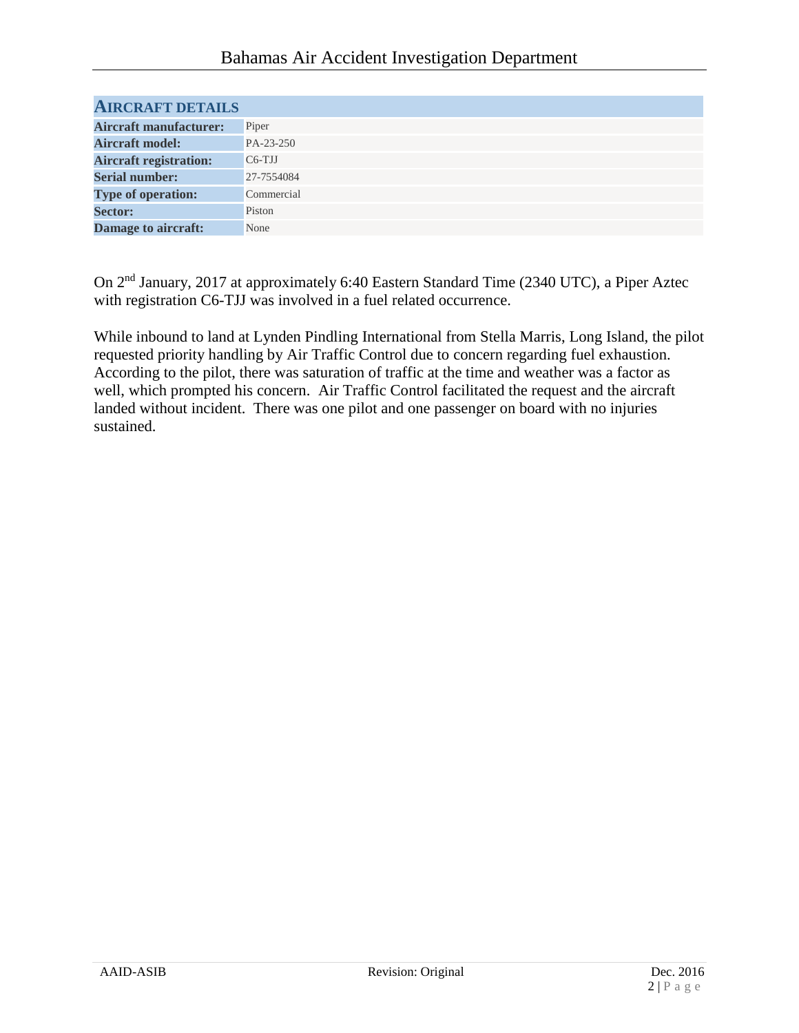| AIRCRAFT DETAILS | |
|---|---|
| **Aircraft manufacturer:** | Piper |
| **Aircraft model:** | PA-23-250 |
| **Aircraft registration:** | C6-TJJ |
| **Serial number:** | 27-7554084 |
| **Type of operation:** | Commercial |
| **Sector:** | Piston |
| **Damage to aircraft:** | None |

On 2nd January, 2017 at approximately 6:40 Eastern Standard Time (2340 UTC), a Piper Aztec with registration C6-TJJ was involved in a fuel related occurrence.

While inbound to land at Lynden Pindling International from Stella Marris, Long Island, the pilot requested priority handling by Air Traffic Control due to concern regarding fuel exhaustion. According to the pilot, there was saturation of traffic at the time and weather was a factor as well, which prompted his concern. Air Traffic Control facilitated the request and the aircraft landed without incident. There was one pilot and one passenger on board with no injuries sustained.